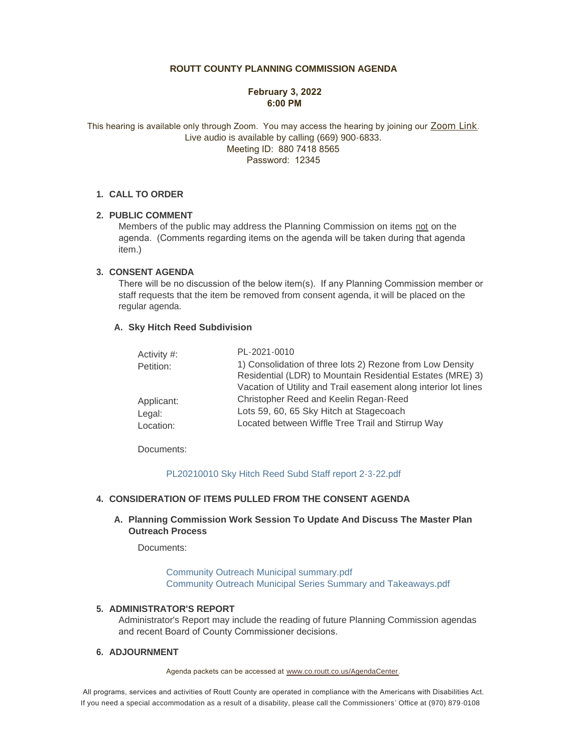# ROUTT COUNTY PLANNING COMMISSION AGENDA

**February 3, 2022**
**6:00 PM**

This hearing is available only through Zoom. You may access the hearing by joining our Zoom Link.
Live audio is available by calling (669) 900-6833.
Meeting ID: 880 7418 8565
Password: 12345

## 1. CALL TO ORDER

## 2. PUBLIC COMMENT

Members of the public may address the Planning Commission on items not on the agenda. (Comments regarding items on the agenda will be taken during that agenda item.)

## 3. CONSENT AGENDA

There will be no discussion of the below item(s). If any Planning Commission member or staff requests that the item be removed from consent agenda, it will be placed on the regular agenda.

### A. Sky Hitch Reed Subdivision

| | |
|---|---|
| Activity #: | PL-2021-0010 |
| Petition: | 1) Consolidation of three lots 2) Rezone from Low Density Residential (LDR) to Mountain Residential Estates (MRE) 3) Vacation of Utility and Trail easement along interior lot lines |
| Applicant: | Christopher Reed and Keelin Regan-Reed |
| Legal: | Lots 59, 60, 65 Sky Hitch at Stagecoach |
| Location: | Located between Wiffle Tree Trail and Stirrup Way |

Documents:

PL20210010 Sky Hitch Reed Subd Staff report 2-3-22.pdf

## 4. CONSIDERATION OF ITEMS PULLED FROM THE CONSENT AGENDA

### A. Planning Commission Work Session To Update And Discuss The Master Plan Outreach Process

Documents:

Community Outreach Municipal summary.pdf
Community Outreach Municipal Series Summary and Takeaways.pdf

## 5. ADMINISTRATOR'S REPORT

Administrator's Report may include the reading of future Planning Commission agendas and recent Board of County Commissioner decisions.

## 6. ADJOURNMENT

Agenda packets can be accessed at www.co.routt.co.us/AgendaCenter.

All programs, services and activities of Routt County are operated in compliance with the Americans with Disabilities Act. If you need a special accommodation as a result of a disability, please call the Commissioners' Office at (970) 879-0108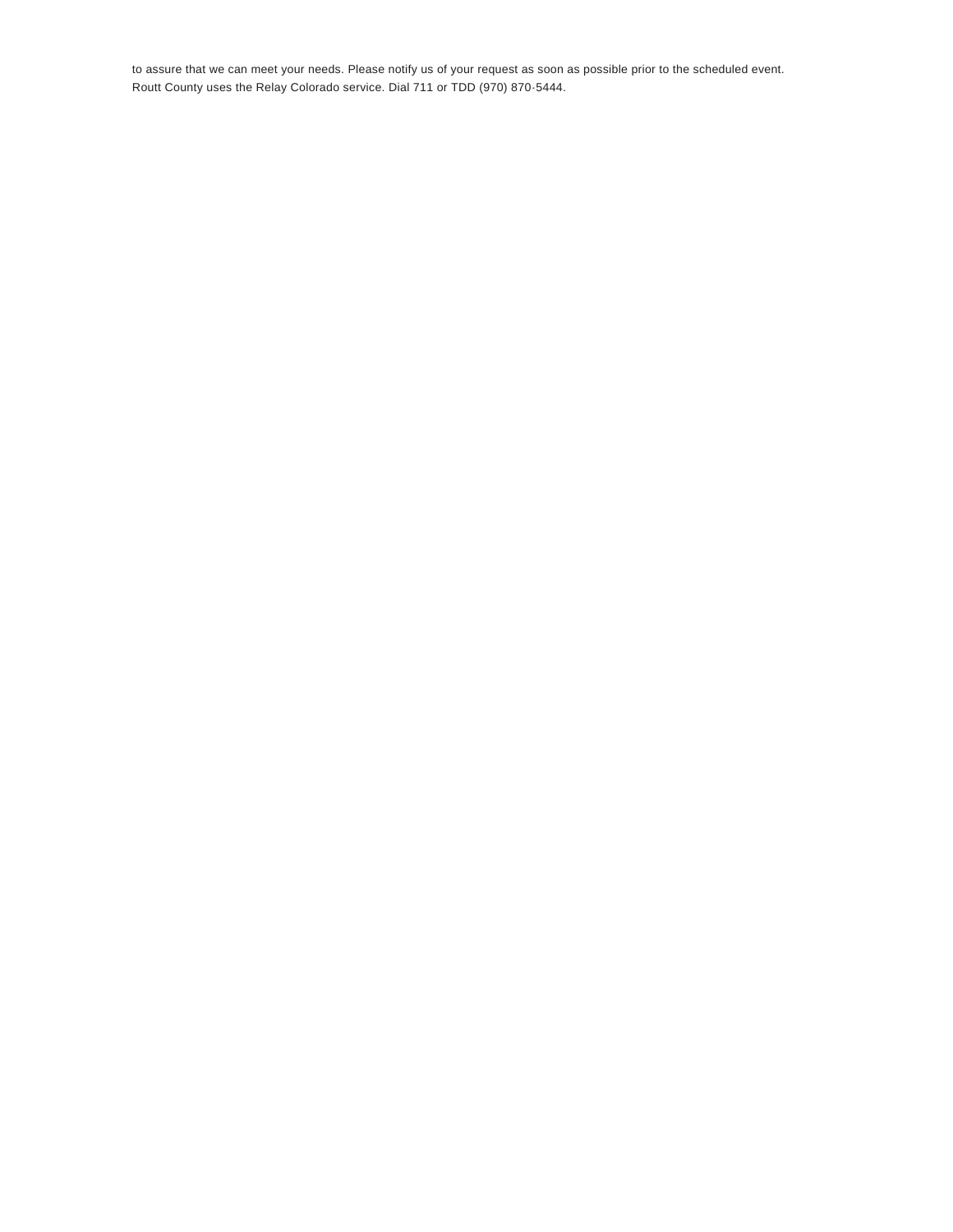to assure that we can meet your needs. Please notify us of your request as soon as possible prior to the scheduled event. Routt County uses the Relay Colorado service. Dial 711 or TDD (970) 870-5444.